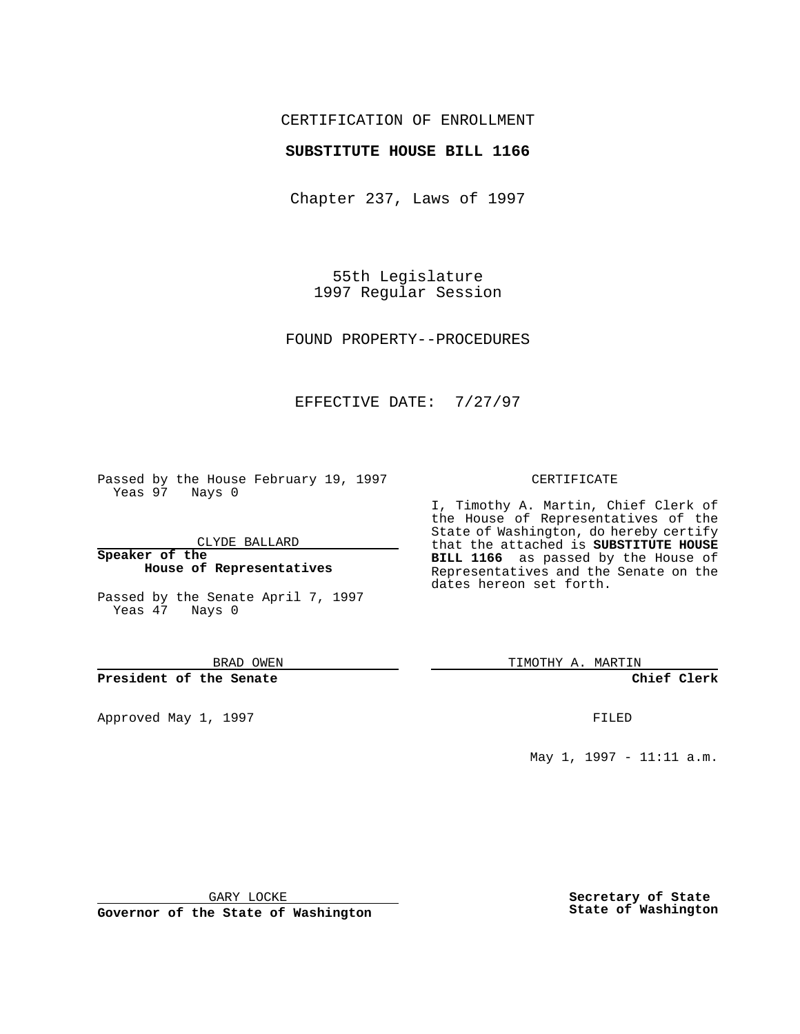CERTIFICATION OF ENROLLMENT

**SUBSTITUTE HOUSE BILL 1166**

Chapter 237, Laws of 1997

55th Legislature
1997 Regular Session

FOUND PROPERTY--PROCEDURES

EFFECTIVE DATE: 7/27/97

Passed by the House February 19, 1997
Yeas 97 Nays 0

CLYDE BALLARD

**Speaker of the House of Representatives**

Passed by the Senate April 7, 1997
Yeas 47 Nays 0

BRAD OWEN

**President of the Senate**

Approved May 1, 1997

GARY LOCKE

**Governor of the State of Washington**

CERTIFICATE

I, Timothy A. Martin, Chief Clerk of the House of Representatives of the State of Washington, do hereby certify that the attached is **SUBSTITUTE HOUSE BILL 1166** as passed by the House of Representatives and the Senate on the dates hereon set forth.

TIMOTHY A. MARTIN

**Chief Clerk**

FILED

May 1, 1997 - 11:11 a.m.

**Secretary of State**
**State of Washington**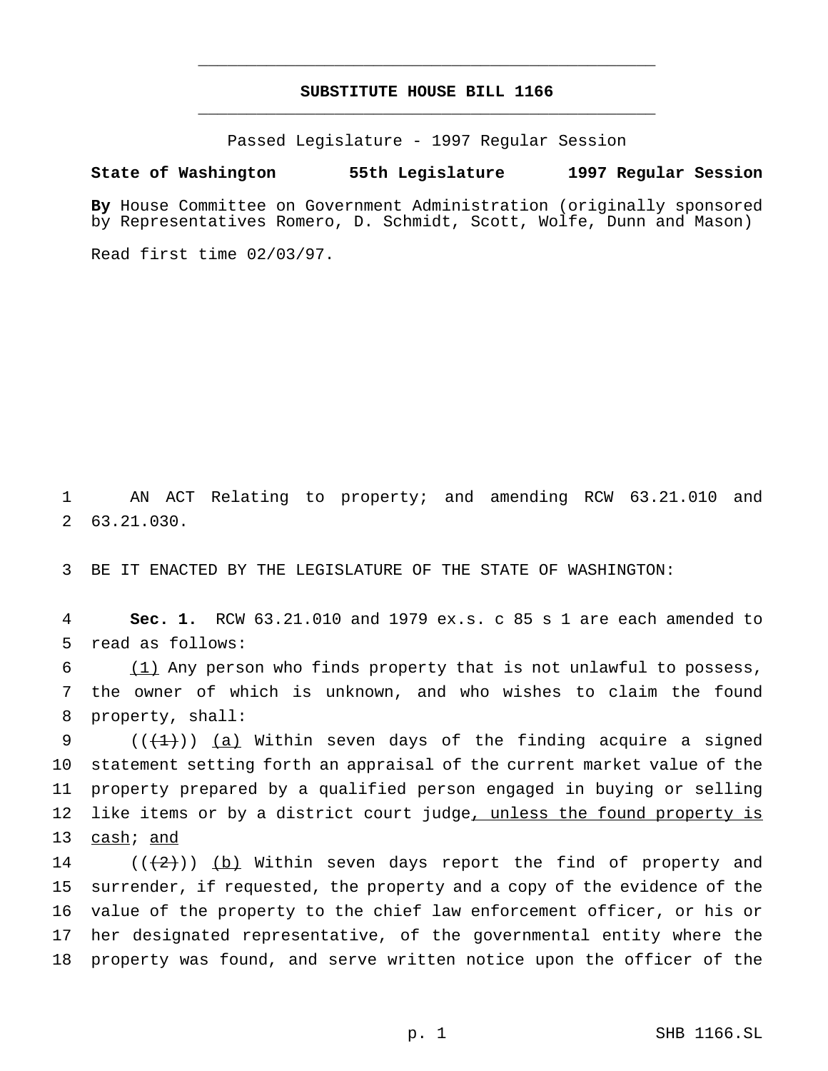# SUBSTITUTE HOUSE BILL 1166

Passed Legislature - 1997 Regular Session

**State of Washington 55th Legislature 1997 Regular Session**

**By** House Committee on Government Administration (originally sponsored by Representatives Romero, D. Schmidt, Scott, Wolfe, Dunn and Mason)

Read first time 02/03/97.

1 AN ACT Relating to property; and amending RCW 63.21.010 and
2 63.21.030.

3 BE IT ENACTED BY THE LEGISLATURE OF THE STATE OF WASHINGTON:

4 **Sec. 1.** RCW 63.21.010 and 1979 ex.s. c 85 s 1 are each amended to
5 read as follows:

6 (1) Any person who finds property that is not unlawful to possess,
7 the owner of which is unknown, and who wishes to claim the found
8 property, shall:

9 ((~~(1)~~)) (a) Within seven days of the finding acquire a signed
10 statement setting forth an appraisal of the current market value of the
11 property prepared by a qualified person engaged in buying or selling
12 like items or by a district court judge, unless the found property is
13 cash; and

14 ((~~(2)~~)) (b) Within seven days report the find of property and
15 surrender, if requested, the property and a copy of the evidence of the
16 value of the property to the chief law enforcement officer, or his or
17 her designated representative, of the governmental entity where the
18 property was found, and serve written notice upon the officer of the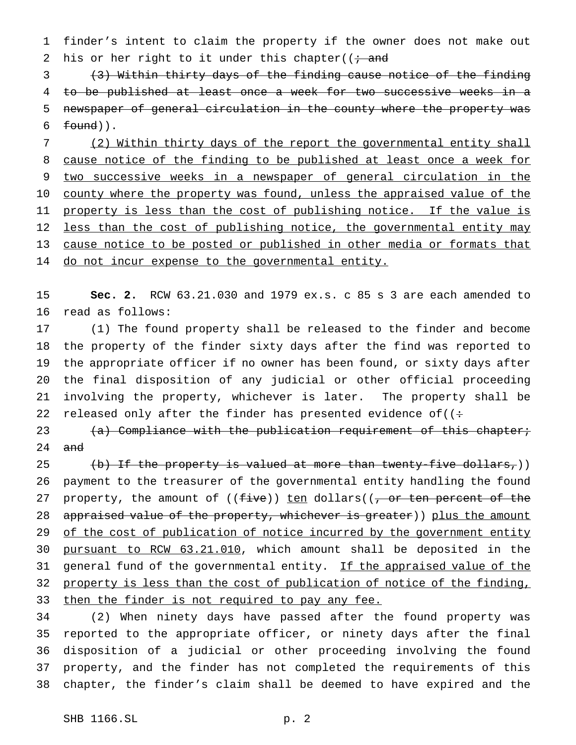finder's intent to claim the property if the owner does not make out his or her right to it under this chapter((; and

~~(3) Within thirty days of the finding cause notice of the finding to be published at least once a week for two successive weeks in a newspaper of general circulation in the county where the property was found~~)).

<u>(2) Within thirty days of the report the governmental entity shall cause notice of the finding to be published at least once a week for two successive weeks in a newspaper of general circulation in the county where the property was found, unless the appraised value of the property is less than the cost of publishing notice. If the value is less than the cost of publishing notice, the governmental entity may cause notice to be posted or published in other media or formats that do not incur expense to the governmental entity.</u>

**Sec. 2.** RCW 63.21.030 and 1979 ex.s. c 85 s 3 are each amended to read as follows:

(1) The found property shall be released to the finder and become the property of the finder sixty days after the find was reported to the appropriate officer if no owner has been found, or sixty days after the final disposition of any judicial or other official proceeding involving the property, whichever is later. The property shall be released only after the finder has presented evidence of((~~:~~

~~(a) Compliance with the publication requirement of this chapter; and~~

~~(b) If the property is valued at more than twenty-five dollars,~~)) payment to the treasurer of the governmental entity handling the found property, the amount of ((~~five~~)) <u>ten</u> dollars((~~, or ten percent of the appraised value of the property, whichever is greater~~)) <u>plus the amount of the cost of publication of notice incurred by the government entity pursuant to RCW 63.21.010</u>, which amount shall be deposited in the general fund of the governmental entity. <u>If the appraised value of the property is less than the cost of publication of notice of the finding, then the finder is not required to pay any fee.</u>

(2) When ninety days have passed after the found property was reported to the appropriate officer, or ninety days after the final disposition of a judicial or other proceeding involving the found property, and the finder has not completed the requirements of this chapter, the finder's claim shall be deemed to have expired and the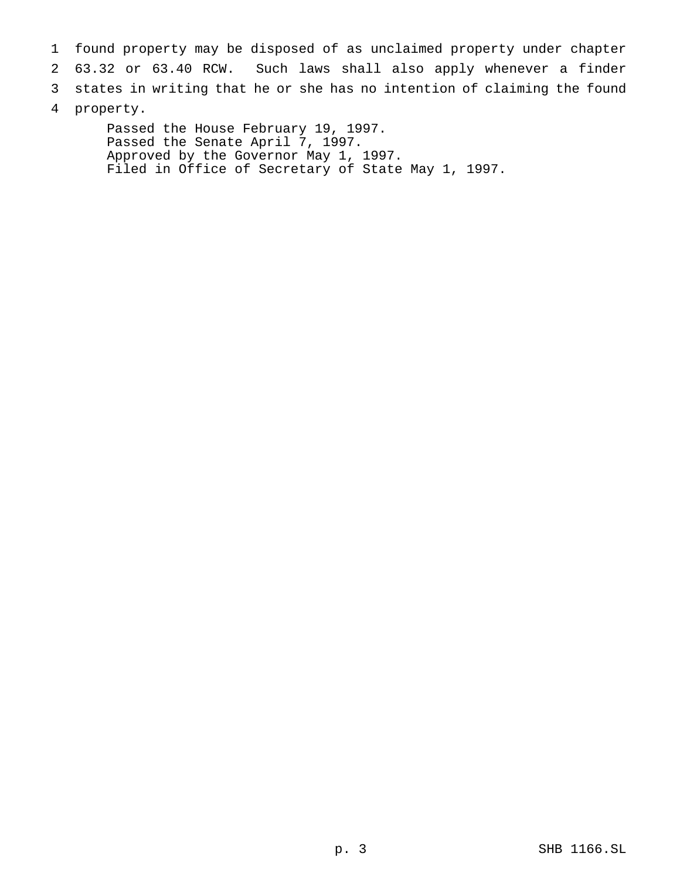found property may be disposed of as unclaimed property under chapter 63.32 or 63.40 RCW. Such laws shall also apply whenever a finder states in writing that he or she has no intention of claiming the found property.

Passed the House February 19, 1997.
Passed the Senate April 7, 1997.
Approved by the Governor May 1, 1997.
Filed in Office of Secretary of State May 1, 1997.